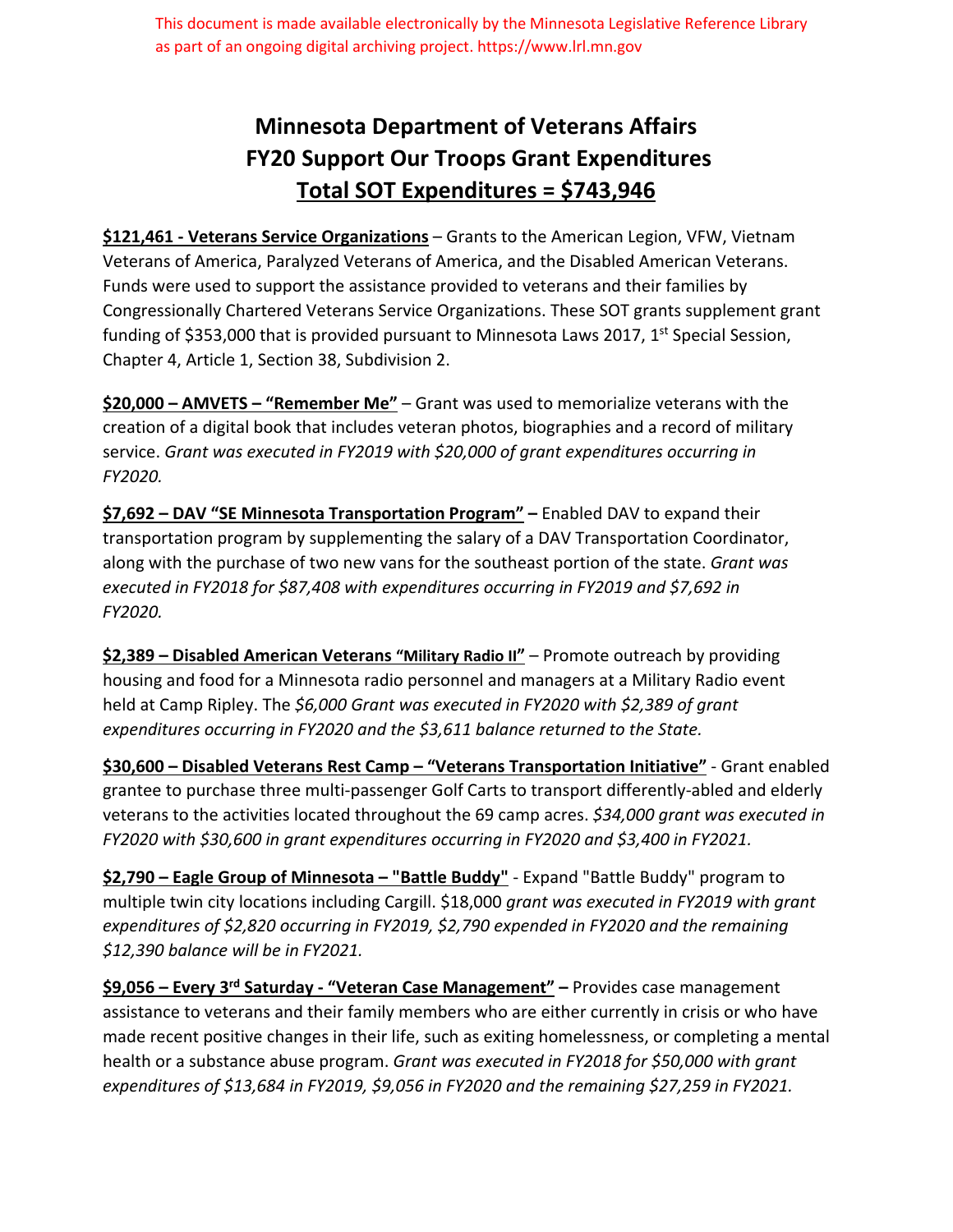This document is made available electronically by the Minnesota Legislative Reference Library as part of an ongoing digital archiving project. https://www.lrl.mn.gov

# Minnesota Department of Veterans Affairs
# FY20 Support Our Troops Grant Expenditures
# Total SOT Expenditures = $743,946

**$121,461 - Veterans Service Organizations** – Grants to the American Legion, VFW, Vietnam Veterans of America, Paralyzed Veterans of America, and the Disabled American Veterans. Funds were used to support the assistance provided to veterans and their families by Congressionally Chartered Veterans Service Organizations. These SOT grants supplement grant funding of $353,000 that is provided pursuant to Minnesota Laws 2017, 1st Special Session, Chapter 4, Article 1, Section 38, Subdivision 2.

**$20,000 – AMVETS – "Remember Me"** – Grant was used to memorialize veterans with the creation of a digital book that includes veteran photos, biographies and a record of military service. *Grant was executed in FY2019 with $20,000 of grant expenditures occurring in FY2020.*

**$7,692 – DAV "SE Minnesota Transportation Program" –** Enabled DAV to expand their transportation program by supplementing the salary of a DAV Transportation Coordinator, along with the purchase of two new vans for the southeast portion of the state. *Grant was executed in FY2018 for $87,408 with expenditures occurring in FY2019 and $7,692 in FY2020.*

**$2,389 – Disabled American Veterans "Military Radio II"** – Promote outreach by providing housing and food for a Minnesota radio personnel and managers at a Military Radio event held at Camp Ripley. The *$6,000 Grant was executed in FY2020 with $2,389 of grant expenditures occurring in FY2020 and the $3,611 balance returned to the State.*

**$30,600 – Disabled Veterans Rest Camp – "Veterans Transportation Initiative"** - Grant enabled grantee to purchase three multi-passenger Golf Carts to transport differently-abled and elderly veterans to the activities located throughout the 69 camp acres. *$34,000 grant was executed in FY2020 with $30,600 in grant expenditures occurring in FY2020 and $3,400 in FY2021.*

**$2,790 – Eagle Group of Minnesota – "Battle Buddy"** - Expand "Battle Buddy" program to multiple twin city locations including Cargill. $18,000 *grant was executed in FY2019 with grant expenditures of $2,820 occurring in FY2019, $2,790 expended in FY2020 and the remaining $12,390 balance will be in FY2021.*

**$9,056 – Every 3rd Saturday - "Veteran Case Management" –** Provides case management assistance to veterans and their family members who are either currently in crisis or who have made recent positive changes in their life, such as exiting homelessness, or completing a mental health or a substance abuse program. *Grant was executed in FY2018 for $50,000 with grant expenditures of $13,684 in FY2019, $9,056 in FY2020 and the remaining $27,259 in FY2021.*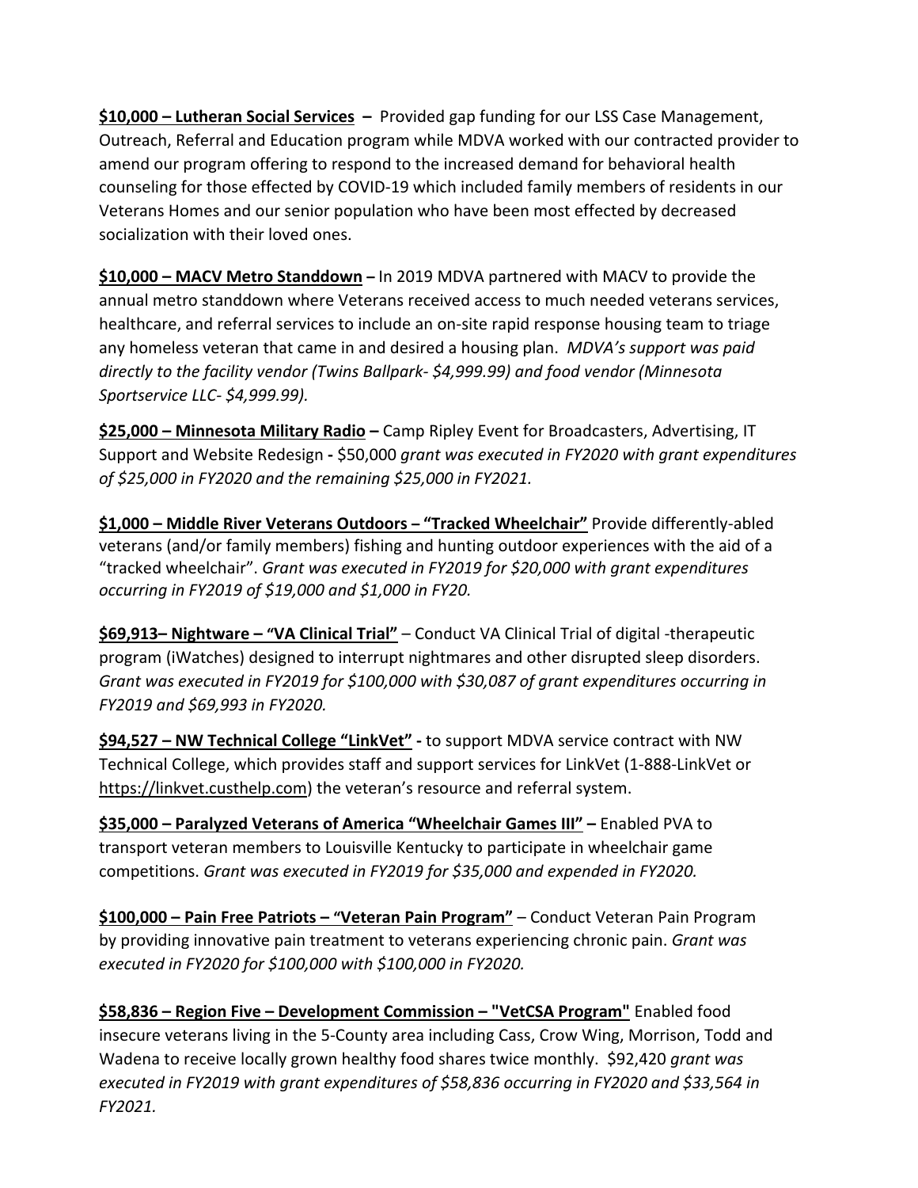**<u>$10,000 – Lutheran Social Services</u> –** Provided gap funding for our LSS Case Management, Outreach, Referral and Education program while MDVA worked with our contracted provider to amend our program offering to respond to the increased demand for behavioral health counseling for those effected by COVID-19 which included family members of residents in our Veterans Homes and our senior population who have been most effected by decreased socialization with their loved ones.

**<u>$10,000 – MACV Metro Standdown</u> –** In 2019 MDVA partnered with MACV to provide the annual metro standdown where Veterans received access to much needed veterans services, healthcare, and referral services to include an on-site rapid response housing team to triage any homeless veteran that came in and desired a housing plan. *MDVA's support was paid directly to the facility vendor (Twins Ballpark- $4,999.99) and food vendor (Minnesota Sportservice LLC- $4,999.99).*

**<u>$25,000 – Minnesota Military Radio</u> –** Camp Ripley Event for Broadcasters, Advertising, IT Support and Website Redesign **-** $50,000 *grant was executed in FY2020 with grant expenditures of $25,000 in FY2020 and the remaining $25,000 in FY2021.*

**<u>$1,000 – Middle River Veterans Outdoors – "Tracked Wheelchair"</u>** Provide differently-abled veterans (and/or family members) fishing and hunting outdoor experiences with the aid of a "tracked wheelchair". *Grant was executed in FY2019 for $20,000 with grant expenditures occurring in FY2019 of $19,000 and $1,000 in FY20.*

**<u>$69,913– Nightware – "VA Clinical Trial"</u>** – Conduct VA Clinical Trial of digital -therapeutic program (iWatches) designed to interrupt nightmares and other disrupted sleep disorders. *Grant was executed in FY2019 for $100,000 with $30,087 of grant expenditures occurring in FY2019 and $69,993 in FY2020.*

**<u>$94,527 – NW Technical College "LinkVet"</u> -** to support MDVA service contract with NW Technical College, which provides staff and support services for LinkVet (1-888-LinkVet or https://linkvet.custhelp.com) the veteran's resource and referral system.

**<u>$35,000 – Paralyzed Veterans of America "Wheelchair Games III"</u> –** Enabled PVA to transport veteran members to Louisville Kentucky to participate in wheelchair game competitions. *Grant was executed in FY2019 for $35,000 and expended in FY2020.*

**<u>$100,000 – Pain Free Patriots – "Veteran Pain Program"</u>** – Conduct Veteran Pain Program by providing innovative pain treatment to veterans experiencing chronic pain. *Grant was executed in FY2020 for $100,000 with $100,000 in FY2020.*

**<u>$58,836 – Region Five – Development Commission – "VetCSA Program"</u>** Enabled food insecure veterans living in the 5-County area including Cass, Crow Wing, Morrison, Todd and Wadena to receive locally grown healthy food shares twice monthly. $92,420 *grant was executed in FY2019 with grant expenditures of $58,836 occurring in FY2020 and $33,564 in FY2021.*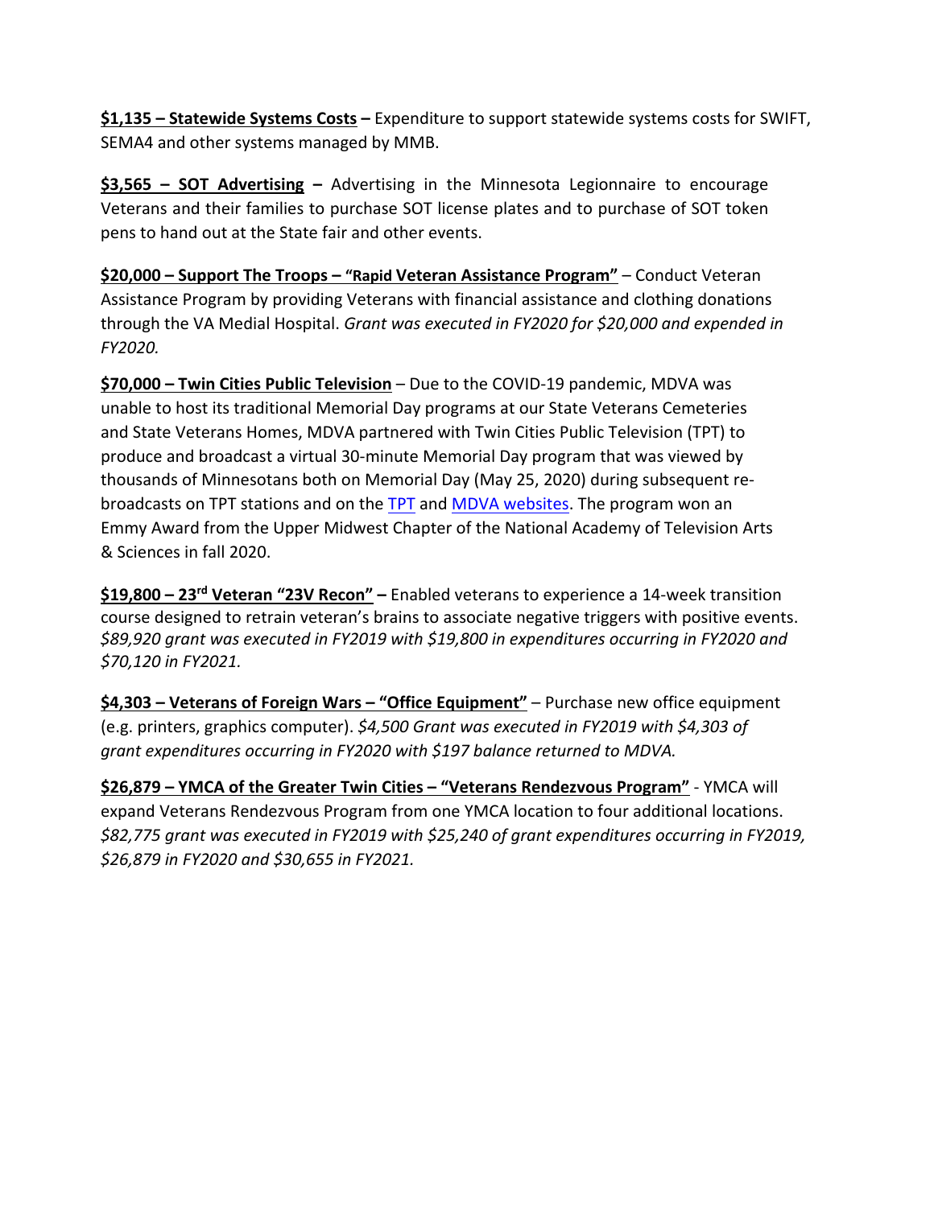**$1,135 – Statewide Systems Costs –** Expenditure to support statewide systems costs for SWIFT, SEMA4 and other systems managed by MMB.

**$3,565 – SOT Advertising –** Advertising in the Minnesota Legionnaire to encourage Veterans and their families to purchase SOT license plates and to purchase of SOT token pens to hand out at the State fair and other events.

**$20,000 – Support The Troops – "Rapid Veteran Assistance Program"** – Conduct Veteran Assistance Program by providing Veterans with financial assistance and clothing donations through the VA Medial Hospital. *Grant was executed in FY2020 for $20,000 and expended in FY2020.*

**$70,000 – Twin Cities Public Television** – Due to the COVID-19 pandemic, MDVA was unable to host its traditional Memorial Day programs at our State Veterans Cemeteries and State Veterans Homes, MDVA partnered with Twin Cities Public Television (TPT) to produce and broadcast a virtual 30-minute Memorial Day program that was viewed by thousands of Minnesotans both on Memorial Day (May 25, 2020) during subsequent re-broadcasts on TPT stations and on the TPT and MDVA websites. The program won an Emmy Award from the Upper Midwest Chapter of the National Academy of Television Arts & Sciences in fall 2020.

**$19,800 – 23rd Veteran "23V Recon" –** Enabled veterans to experience a 14-week transition course designed to retrain veteran's brains to associate negative triggers with positive events. *$89,920 grant was executed in FY2019 with $19,800 in expenditures occurring in FY2020 and $70,120 in FY2021.*

**$4,303 – Veterans of Foreign Wars – "Office Equipment"** – Purchase new office equipment (e.g. printers, graphics computer). *$4,500 Grant was executed in FY2019 with $4,303 of grant expenditures occurring in FY2020 with $197 balance returned to MDVA.*

**$26,879 – YMCA of the Greater Twin Cities – "Veterans Rendezvous Program"** - YMCA will expand Veterans Rendezvous Program from one YMCA location to four additional locations. *$82,775 grant was executed in FY2019 with $25,240 of grant expenditures occurring in FY2019, $26,879 in FY2020 and $30,655 in FY2021.*